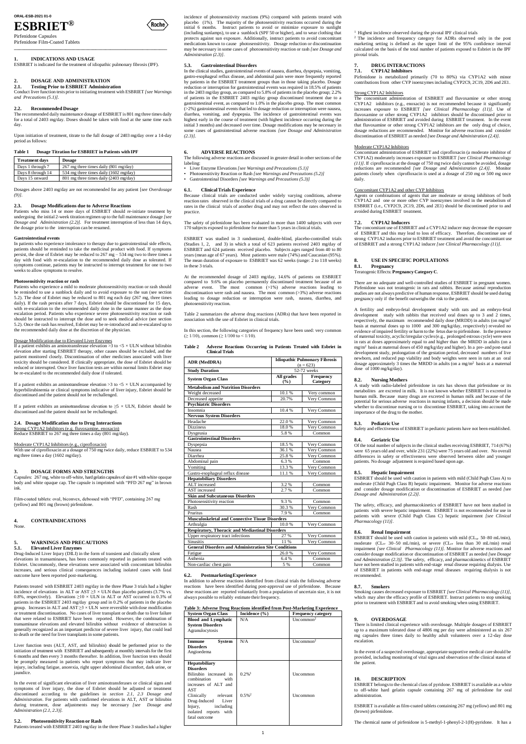ORAL-ESB-2021 01-0

# ESBRIET®

Pirfenidone Capsules
Pirfenidone Film-Coated Tablets

## 1. INDICATIONS AND USAGE

ESBRIET is indicated for the treatment of idiopathic pulmonary fibrosis (IPF).

## 2. DOSAGE AND ADMINISTRATION

### 2.1. Testing Prior to ESBRIET Administration

Conduct liver function tests prior to initiating treatment with ESBRIET *[see Warnings and Precautions (5.1)].*

### 2.2. Recommended Dosage

The recommended daily maintenance dosage of ESBRIET is 801 mg three times daily for a total of 2403 mg/day. Doses should be taken with food at the same time each day.

Upon initiation of treatment, titrate to the full dosage of 2403 mg/day over a 14-day period as follows:

**Table 1 Dosage Titration for ESBRIET in Patients with IPF**

| Treatment days | Dosage |
|---|---|
| Days 1 through 7 | 267 mg three times daily (801 mg/day) |
| Days 8 through 14 | 534 mg three times daily (1602 mg/day) |
| Days 15 onward | 801 mg three times daily (2403 mg/day) |

Dosages above 2403 mg/day are not recommended for any patient [*see Overdosage (9)].*

### 2.3. Dosage Modifications due to Adverse Reactions

Patients who miss 14 or more days of ESBRIET should re-initiate treatment by undergoing the initial 2-week titration regimen up to the full maintenance dosage *[see Dosage and Administration (2.2)].* For treatment interruption of less than 14 days, the dosage prior to the interruption can be resumed.

**Gastrointestinal events**

In patients who experience intolerance to therapy due to gastrointestinal side effects, patients should be reminded to take the medicinal product with food. If symptoms persist, the dose of Esbriet may be reduced to 267 mg – 534 mg two to three times a day with food with re-escalation to the recommended daily dose as tolerated. If symptoms continue, patients may be instructed to interrupt treatment for one to two weeks to allow symptoms to resolve.

**Photosensitivity reaction or rash**

Patients who experience a mild to moderate photosensitivity reaction or rash should be reminded to use a sunblock daily and to avoid exposure to the sun (see section 5.2). The dose of Esbriet may be reduced to 801 mg each day (267 mg, three times daily). If the rash persists after 7 days, Esbriet should be discontinued for 15 days, with re-escalation to the recommended daily dose in the same manner as the dose escalation period. Patients who experience severe photosensitivity reaction or rash should be instructed to interrupt the dose and to seek medical advice (see section 5.2). Once the rash has resolved, Esbriet may be re-introduced and re-escalated up to the recommended daily dose at the discretion of the physician.

Dosage Modification due to Elevated Liver Enzymes

If a patient exhibits an aminotransferase elevation >3 to <5 × ULN without bilirubin elevation after starting ESBRIET therapy, other causes should be excluded, and the patient monitored closely. Discontinuation of other medicines associated with liver toxicity should be considered. If clinically appropriate, the dose of Esbriet should be reduced or interrupted. Once liver function tests are within normal limits Esbriet may be re-escalated to the recommended daily dose if tolerated.

If a patient exhibits an aminotransferase elevation >3 to <5 × ULN accompanied by hyperbilirubinemia or clinical symptoms indicative of liver injury, Esbriet should be discontinued and the patient should not be rechallenged.

If a patient exhibits an aminotransferase elevation to ≥5 × ULN, Esbriet should be discontinued and the patient should not be rechallenged.

### 2.4. Dosage Modification due to Drug Interactions

Strong CYP1A2 Inhibitors (e.g. fluvoxamine, enoxacin)
Reduce ESBRIET to 267 mg three times a day (801 mg/day).

Moderate CYP1A2 Inhibitors (e.g., ciprofloxacin)
With use of ciprofloxacin at a dosage of 750 mg twice daily, reduce ESBRIET to 534 mg three times a day (1602 mg/day).

## 3. DOSAGE FORMS AND STRENGTHS

Capsules: 267 mg, white to off-white, hard gelatin capsules of size #1 with white opaque body and white opaque cap. The capsule is imprinted with "PFD 267 mg" in brown ink.

Film-coated tablets: oval, biconvex, debossed with "PFD", containing 267 mg (yellow) and 801 mg (brown) pirfenidone.

## 4. CONTRAINDICATIONS

None.

## 5. WARNINGS AND PRECAUTIONS

### 5.1. Elevated Liver Enzymes

Drug-Induced Liver Injury (DILI) in the form of transient and clinically silent elevations in transaminases, has been commonly reported in patients treated with Esbriet. Uncommonly, these elevations were associated with concomitant bilirubin increases, and serious clinical consequences including isolated cases with fatal outcome have been reported post-marketing.

Patients treated with ESBRIET 2403 mg/day in the three Phase 3 trials had a higher incidence of elevations in ALT or AST ≥3 × ULN than placebo patients (3.7% vs. 0.8%, respectively). Elevations ≥10 × ULN in ALT or AST occurred in 0.3% of patients in the ESBRIET 2403 mg/day group and in 0.2% of patients in the placebo group. Increases in ALT and AST ≥3 × ULN were reversible with dose modification or treatment discontinuation. No cases of liver transplant or death due to liver failure that were related to ESBRIET have been reported. However, the combination of transaminase elevations and elevated bilirubin without evidence of obstruction is generally recognized as an important predictor of severe liver injury, that could lead to death or the need for liver transplants in some patients.

Liver function tests (ALT, AST, and bilirubin) should be performed prior to the initiation of treatment with ESBRIET and subsequently at monthly intervals for the first 6 months and then every 3 months thereafter. In addition, liver function tests should be promptly measured in patients who report symptoms that may indicate liver injury, including fatigue, anorexia, right upper abdominal discomfort, dark urine, or jaundice.

In the event of significant elevation of liver aminotransferases or clinical signs and symptoms of liver injury, the dose of Esbriet should be adjusted or treatment discontinued according to the guidelines in *section 2.1, 2.3 Dosage and Administration*. For patients with confirmed elevations in ALT, AST or bilirubin during treatment, dose adjustments may be necessary *[see Dosage and Administration (2.1, 2.3)].*

### 5.2. Photosensitivity Reaction or Rash

Patients treated with ESBRIET 2403 mg/day in the three Phase 3 studies had a higher incidence of photosensitivity reactions (9%) compared with patients treated with placebo (1%). The majority of the photosensitivity reactions occurred during the initial 6 months. Instruct patients to avoid or minimize exposure to sunlight (including sunlamps), to use a sunblock (SPF 50 or higher), and to wear clothing that protects against sun exposure. Additionally, instruct patients to avoid concomitant medications known to cause photosensitivity. Dosage reduction or discontinuation may be necessary in some cases of photosensitivity reaction or rash *[see Dosage and Administration (2.3)].*

### 5.3. Gastrointestinal Disorders

In the clinical studies, gastrointestinal events of nausea, diarrhea, dyspepsia, vomiting, gastro-esophageal reflux disease, and abdominal pain were more frequently reported by patients in the ESBRIET treatment groups than in those taking placebo. Dosage reduction or interruption for gastrointestinal events was required in 18.5% of patients in the 2403 mg/day group, as compared to 5.8% of patients in the placebo group; 2.2% of patients in the ESBRIET 2403 mg/day group discontinued treatment due to a gastrointestinal event, as compared to 1.0% in the placebo group. The most common (>2%) gastrointestinal events that led to dosage reduction or interruption were nausea, diarrhea, vomiting, and dyspepsia. The incidence of gastrointestinal events was highest early in the course of treatment (with highest incidence occurring during the initial 3 months) and decreased over time. Dosage modifications may be necessary in some cases of gastrointestinal adverse reactions *[see Dosage and Administration (2.3)].*

## 6. ADVERSE REACTIONS

The following adverse reactions are discussed in greater detail in other sections of the labeling:

- Liver Enzyme Elevations *[see Warnings and Precautions (5.1)]*
- Photosensitivity Reaction or Rash *[see Warnings and Precautions (5.2)]*
- Gastrointestinal Disorders *[see Warnings and Precautions (5.3)]*

### 6.1. Clinical Trials Experience

Because clinical trials are conducted under widely varying conditions, adverse reaction rates observed in the clinical trials of a drug cannot be directly compared to rates in the clinical trials of another drug and may not reflect the rates observed in practice.

The safety of pirfenidone has been evaluated in more than 1400 subjects with over 170 subjects exposed to pirfenidone for more than 5 years in clinical trials.

ESBRIET was studied in 3 randomized, double-blind, placebo-controlled trials (Studies 1, 2, and 3) in which a total of 623 patients received 2403 mg/day of ESBRIET and 624 patients received placebo. Subjects ages ranged from 40 to 80 years (mean age of 67 years). Most patients were male (74%) and Caucasian (95%). The mean duration of exposure to ESBRIET was 62 weeks (range: 2 to 118 weeks) in these 3 trials.

At the recommended dosage of 2403 mg/day, 14.6% of patients on ESBRIET compared to 9.6% on placebo permanently discontinued treatment because of an adverse event. The most common (>1%) adverse reactions leading to discontinuation were rash and nausea. The most common (>3%) adverse reactions leading to dosage reduction or interruption were rash, nausea, diarrhea, and photosensitivity reaction.

Table 2 summarizes the adverse drug reactions (ADRs) that have been reported in association with the use of Esbriet in clinical trials.

In this section, the following categories of frequency have been used: very common (≥ 1/10), common (≥ 1/100 to < 1/10).

**Table 2 Adverse Reactions Occurring in Patients Treated with Esbriet in Clinical Trials**

| ADR (MedDRA) | Idiopathic Pulmonary Fibrosis (n = 623) | |
|---|---|---|
| Study Duration | 52-72 weeks | |
| System Organ Class | All grades (%) | Frequency Category |
| **Metabolism and Nutrition Disorders** | | |
| Weight decreased | 10.1 % | Very common |
| Decreased appetite | 20.7% | Very Common |
| **Psychiatric Disorders** | | |
| Insomnia | 10.4 % | Very Common |
| **Nervous System Disorders** | | |
| Headache | 22.0 % | Very Common |
| Dizziness | 18.0 % | Very Common |
| Dysgeusia | 5.8 % | Common |
| **Gastrointestinal Disorders** | | |
| Dyspepsia | 18.5 % | Very Common |
| Nausea | 36.1 % | Very Common |
| Diarrhea | 25.8 % | Very Common |
| Abdominal pain | 6.3 % | Common |
| Vomiting | 13.3 % | Very Common |
| Gastro-esophageal reflux disease | 11.1 % | Very Common |
| **Hepatobiliary Disorders** | | |
| ALT increased | 3.2 % | Common |
| AST increased | 2.7 % | Common |
| **Skin and Subcutaneous Disorders** | | |
| Photosensitivity reaction | 9.3 % | Common |
| Rash | 30.3 % | Very Common |
| Pruritus | 7.9 % | Common |
| **Musculoskeletal and Connective Tissue Disorders** | | |
| Arthralgia | 10.0 % | Very Common |
| **Respiratory, Thoracic and Mediastinal Disorders** | | |
| Upper respiratory tract infections | 27 % | Very Common |
| Sinusitis | 11 % | Very Common |
| **General Disorders and Administration Site Conditions** | | |
| Fatigue | 26.0 % | Very Common |
| Asthenia | 6.4 % | Common |
| Non-cardiac chest pain | 5 % | Common |

### 6.2. Postmarketing Experience

In addition to adverse reactions identified from clinical trials the following adverse reactions have been identified during post-approval use of pirfenidone. Because these reactions are reported voluntarily from a population of uncertain size, it is not always possible to reliably estimate their frequency.

**Table 3: Adverse Drug Reactions identified from Post-Marketing Experience**

| System Organ Class | Incidence (%) | Frequency category |
|---|---|---|
| **Blood and Lymphatic System Disorders** | | |
| Agranulocytosis | N/A | Uncommon[2] |
| **Immune System Disorders** | | |
| Angioedema | N/A | Uncommon[2] |
| **Hepatobiliary Disorders** | | |
| Bilirubin increased in combination with increases of ALT and AST | 0.2%[1] | Uncommon |
| Clinically relevant Drug-Induced Liver Injury, including isolated reports with fatal outcome | 0.5%[2] | Uncommon |

[1] Highest incidence observed during the pivotal IPF clinical trials

[2] The incidence and frequency category for ADRs observed only in the post marketing setting is defined as the upper limit of the 95% confidence interval calculated on the basis of the total number of patients exposed to Esbriet in the IPF pivotal trials.

## 7. DRUG INTERACTIONS

### 7.1. CYP1A2 Inhibitors

Pirfenidone is metabolized primarily (70 to 80%) via CYP1A2 with minor contributions from other CYP isoenzymes including CYP2C9, 2C19, 2D6 and 2E1.

Strong CYP1A2 Inhibitors

The concomitant administration of ESBRIET and fluvoxamine or other strong CYP1A2 inhibitors (e.g., enoxacin) is not recommended because it significantly increases exposure to ESBRIET *[see Clinical Pharmacology (11)]*. Use of fluvoxamine or other strong CYP1A2 inhibitors should be discontinued prior to administration of ESBRIET and avoided during ESBRIET treatment. In the event that fluvoxamine or other strong CYP1A2 inhibitors are the only drug of choice, dosage reductions are recommended. Monitor for adverse reactions and consider discontinuation of ESBRIET as needed *[see Dosage and Administration (2.4)].*

Moderate CYP1A2 Inhibitors

Concomitant administration of ESBRIET and ciprofloxacin (a moderate inhibitor of CYP1A2) moderately increases exposure to ESBRIET *[see Clinical Pharmacology (11)]*. If ciprofloxacin at the dosage of 750 mg twice daily cannot be avoided, dosage reductions are recommended *[see Dosage and Administration (2.4)]*. Monitor patients closely when ciprofloxacin is used at a dosage of 250 mg or 500 mg once daily.

Concomitant CYP1A2 and other CYP Inhibitors

Agents or combinations of agents that are moderate or strong inhibitors of both CYP1A2 and one or more other CYP isoenzymes involved in the metabolism of ESBRIET (i.e., CYP2C9, 2C19, 2D6, and 2E1) should be discontinued prior to and avoided during ESBRIET treatment.

### 7.2. CYP1A2 Inducers

The concomitant use of ESBRIET and a CYP1A2 inducer may decrease the exposure of ESBRIET and this may lead to loss of efficacy. Therefore, discontinue use of strong CYP1A2 inducers prior to ESBRIET treatment and avoid the concomitant use of ESBRIET and a strong CYP1A2 inducer *[see Clinical Pharmacology (11)].*

## 8. USE IN SPECIFIC POPULATIONS

### 8.1. Pregnancy

Teratogenic Effects: **Pregnancy Category C**.

There are no adequate and well-controlled studies of ESBRIET in pregnant women. Pirfenidone was not teratogenic in rats and rabbits. Because animal reproduction studies are not always predictive of human response, ESBRIET should be used during pregnancy only if the benefit outweighs the risk to the patient.

A fertility and embryo-fetal development study with rats and an embryo-fetal development study with rabbits that received oral doses up to 3 and 2 times, respectively, the maximum recommended daily dose (MRDD) in adults (on mg/m$^2$ basis at maternal doses up to 1000 and 300 mg/kg/day, respectively) revealed no evidence of impaired fertility or harm to the fetus due to pirfenidone. In the presence of maternal toxicity, acyclic/irregular cycles (e.g., prolonged estrous cycle) were seen in rats at doses approximately equal to and higher than the MRDD in adults (on a mg/m$^2$ basis at maternal doses of 450 mg/kg/day and higher). In a pre- and post-natal development study, prolongation of the gestation period, decreased numbers of live newborn, and reduced pup viability and body weights were seen in rats at an oral dosage approximately 3 times the MRDD in adults (on a mg/m$^2$ basis at a maternal dose of 1000 mg/kg/day).

### 8.2. Nursing Mothers

A study with radio-labeled pirfenidone in rats has shown that pirfenidone or its metabolites are excreted in milk. It is not known whether ESBRIET is excreted in human milk. Because many drugs are excreted in human milk and because of the potential for serious adverse reactions in nursing infants, a decision should be made whether to discontinue nursing or to discontinue ESBRIET, taking into account the importance of the drug to the mother.

### 8.3. Pediatric Use

Safety and effectiveness of ESBRIET in pediatric patients have not been established.

### 8.4. Geriatric Use

Of the total number of subjects in the clinical studies receiving ESBRIET, 714 (67%) were 65 years old and over, while 231 (22%) were 75 years old and over. No overall differences in safety or effectiveness were observed between older and younger patients. No dosage adjustment is required based upon age.

### 8.5. Hepatic Impairment

ESBRIET should be used with caution in patients with mild (Child Pugh Class A) to moderate (Child Pugh Class B) hepatic impairment. Monitor for adverse reactions and consider dosage modification or discontinuation of ESBRIET as needed *[see Dosage and Administration (2.2)].*

The safety, efficacy, and pharmacokinetics of ESBRIET have not been studied in patients with severe hepatic impairment. ESBRIET is not recommended for use in patients with severe (Child Pugh Class C) hepatic impairment *[see Clinical Pharmacology (11)].*

### 8.6. Renal Impairment

ESBRIET should be used with caution in patients with mild ($CL_{cr}$ 50–80 mL/min), moderate ($CL_{cr}$ 30–50 mL/min), or severe ($CL_{cr}$ less than 30 mL/min) renal impairment *[see Clinical Pharmacology (11)]*. Monitor for adverse reactions and consider dosage modification or discontinuation of ESBRIET as needed *[see Dosage and Administration (2.3)]*. The safety, efficacy, and pharmacokinetics of ESBRIET have not been studied in patients with end-stage renal disease requiring dialysis. Use of ESBRIET in patients with end-stage renal diseases requiring dialysis is not recommended.

### 8.7. Smokers

Smoking causes decreased exposure to ESBRIET *[see Clinical Pharmacology (11)]*, which may alter the efficacy profile of ESBRIET. Instruct patients to stop smoking prior to treatment with ESBRIET and to avoid smoking when using ESBRIET.

## 9. OVERDOSAGE

There is limited clinical experience with overdosage. Multiple dosages of ESBRIET up to a maximum tolerated dose of 4806 mg per day were administered as six 267 mg capsules three times daily to healthy adult volunteers over a 12-day dose escalation.

In the event of a suspected overdosage, appropriate supportive medical care should be provided, including monitoring of vital signs and observation of the clinical status of the patient.

## 10. DESCRIPTION

ESBRIET belongs to the chemical class of pyridone. ESBRIET is available as a white to off-white hard gelatin capsule containing 267 mg of pirfenidone for oral administration.

ESBRIET is available as film-coated tablets containing 267 mg (yellow) and 801 mg (brown) pirfenidone.

The chemical name of pirfenidone is 5-methyl-1-phenyl-2-1(H)-pyridone. It has a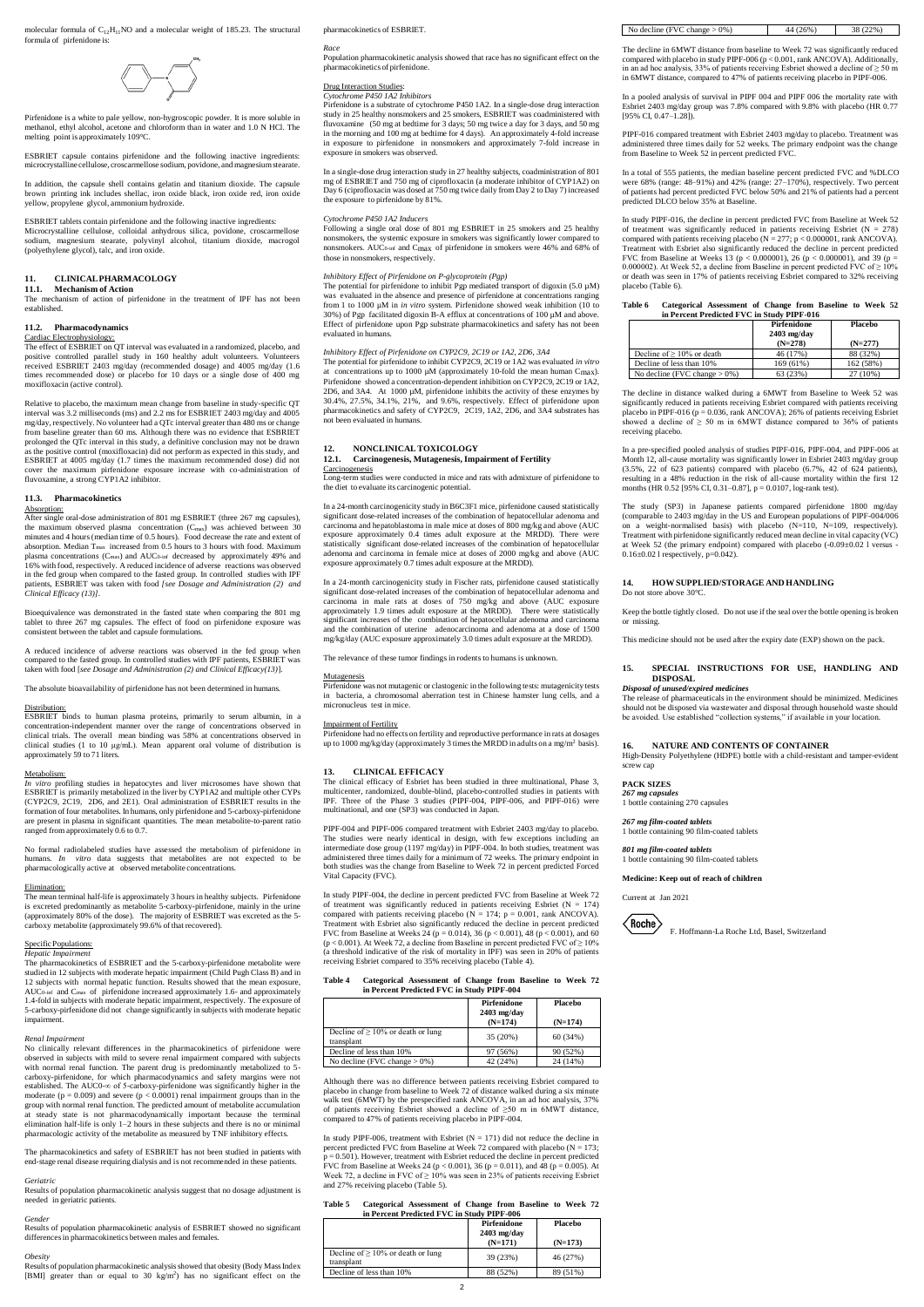molecular formula of $C_{12}H_{11}NO$ and a molecular weight of 185.23. The structural formula of pirfenidone is:

Pirfenidone is a white to pale yellow, non-hygroscopic powder. It is more soluble in methanol, ethyl alcohol, acetone and chloroform than in water and 1.0 N HCl. The melting point is approximately 109°C.

ESBRIET capsule contains pirfenidone and the following inactive ingredients: microcrystalline cellulose, croscarmellose sodium, povidone, and magnesium stearate.

In addition, the capsule shell contains gelatin and titanium dioxide. The capsule brown printing ink includes shellac, iron oxide black, iron oxide red, iron oxide yellow, propylene glycol, ammonium hydroxide.

ESBRIET tablets contain pirfenidone and the following inactive ingredients:
Microcrystalline cellulose, colloidal anhydrous silica, povidone, croscarmellose sodium, magnesium stearate, polyvinyl alcohol, titanium dioxide, macrogol (polyethylene glycol), talc, and iron oxide.

## 11. CLINICAL PHARMACOLOGY

### 11.1. Mechanism of Action

The mechanism of action of pirfenidone in the treatment of IPF has not been established.

### 11.2. Pharmacodynamics

Cardiac Electrophysiology:

The effect of ESBRIET on QT interval was evaluated in a randomized, placebo, and positive controlled parallel study in 160 healthy adult volunteers. Volunteers received ESBRIET 2403 mg/day (recommended dosage) and 4005 mg/day (1.6 times recommended dose) or placebo for 10 days or a single dose of 400 mg moxifloxacin (active control).

Relative to placebo, the maximum mean change from baseline in study-specific QT interval was 3.2 milliseconds (ms) and 2.2 ms for ESBRIET 2403 mg/day and 4005 mg/day, respectively. No volunteer had a QTc interval greater than 480 ms or change from baseline greater than 60 ms. Although there was no evidence that ESBRIET prolonged the QTc interval in this study, a definitive conclusion may not be drawn as the positive control (moxifloxacin) did not perform as expected in this study, and ESBRIET at 4005 mg/day (1.7 times the maximum recommended dose) did not cover the maximum pirfenidone exposure increase with co-administration of fluvoxamine, a strong CYP1A2 inhibitor.

### 11.3. Pharmacokinetics

Absorption:

After single oral-dose administration of 801 mg ESBRIET (three 267 mg capsules), the maximum observed plasma concentration ($C_{max}$) was achieved between 30 minutes and 4 hours (median time of 0.5 hours). Food decrease the rate and extent of absorption. Median $T_{max}$ increased from 0.5 hours to 3 hours with food. Maximum plasma concentrations ($C_{max}$) and $AUC_{0\text{-}inf}$ decreased by approximately 49% and 16% with food, respectively. A reduced incidence of adverse reactions was observed in the fed group when compared to the fasted group. In controlled studies with IPF patients, ESBRIET was taken with food *[see Dosage and Administration (2) and Clinical Efficacy (13)]*.

Bioequivalence was demonstrated in the fasted state when comparing the 801 mg tablet to three 267 mg capsules. The effect of food on pirfenidone exposure was consistent between the tablet and capsule formulations.

A reduced incidence of adverse reactions was observed in the fed group when compared to the fasted group. In controlled studies with IPF patients, ESBRIET was taken with food [*see Dosage and Administration (2) and Clinical Efficacy(13)*].

The absolute bioavailability of pirfenidone has not been determined in humans.

Distribution:

ESBRIET binds to human plasma proteins, primarily to serum albumin, in a concentration-independent manner over the range of concentrations observed in clinical trials. The overall mean binding was 58% at concentrations observed in clinical studies (1 to 10 μg/mL). Mean apparent oral volume of distribution is approximately 59 to 71 liters.

Metabolism:

*In vitro* profiling studies in hepatocytes and liver microsomes have shown that ESBRIET is primarily metabolized in the liver by CYP1A2 and multiple other CYPs (CYP2C9, 2C19, 2D6, and 2E1). Oral administration of ESBRIET results in the formation of four metabolites. In humans, only pirfenidone and 5-carboxy-pirfenidone are present in plasma in significant quantities. The mean metabolite-to-parent ratio ranged from approximately 0.6 to 0.7.

No formal radiolabeled studies have assessed the metabolism of pirfenidone in humans. *In vitro* data suggests that metabolites are not expected to be pharmacologically active at observed metabolite concentrations.

Elimination:

The mean terminal half-life is approximately 3 hours in healthy subjects. Pirfenidone is excreted predominantly as metabolite 5-carboxy-pirfenidone, mainly in the urine (approximately 80% of the dose). The majority of ESBRIET was excreted as the 5-carboxy metabolite (approximately 99.6% of that recovered).

Specific Populations:

*Hepatic Impairment*

The pharmacokinetics of ESBRIET and the 5-carboxy-pirfenidone metabolite were studied in 12 subjects with moderate hepatic impairment (Child Pugh Class B) and in 12 subjects with normal hepatic function. Results showed that the mean exposure, $AUC_{0\text{-}inf}$ and $C_{max}$ of pirfenidone increased approximately 1.6- and approximately 1.4-fold in subjects with moderate hepatic impairment, respectively. The exposure of 5-carboxy-pirfenidone did not change significantly in subjects with moderate hepatic impairment.

*Renal Impairment*

No clinically relevant differences in the pharmacokinetics of pirfenidone were observed in subjects with mild to severe renal impairment compared with subjects with normal renal function. The parent drug is predominantly metabolized to 5-carboxy-pirfenidone, for which pharmacodynamics and safety margins were not established. The $AUC_{0\text{-}\infty}$ of 5-carboxy-pirfenidone was significantly higher in the moderate ($p = 0.009$) and severe ($p < 0.0001$) renal impairment groups than in the group with normal renal function. The predicted amount of metabolite accumulation at steady state is not pharmacodynamically important because the terminal elimination half-life is only 1–2 hours in these subjects and there is no or minimal pharmacologic activity of the metabolite as measured by TNF inhibitory effects.

The pharmacokinetics and safety of ESBRIET has not been studied in patients with end-stage renal disease requiring dialysis and is not recommended in these patients.

*Geriatric*

Results of population pharmacokinetic analysis suggest that no dosage adjustment is needed in geriatric patients.

*Gender*

Results of population pharmacokinetic analysis of ESBRIET showed no significant differences in pharmacokinetics between males and females.

*Obesity*

Results of population pharmacokinetic analysis showed that obesity (Body Mass Index [BMI] greater than or equal to 30 kg/m$^2$) has no significant effect on the pharmacokinetics of ESBRIET.

*Race*

Population pharmacokinetic analysis showed that race has no significant effect on the pharmacokinetics of pirfenidone.

Drug Interaction Studies:

*Cytochrome P450 1A2 Inhibitors*

Pirfenidone is a substrate of cytochrome P450 1A2. In a single-dose drug interaction study in 25 healthy nonsmokers and 25 smokers, ESBRIET was coadministered with fluvoxamine (50 mg at bedtime for 3 days; 50 mg twice a day for 3 days, and 50 mg in the morning and 100 mg at bedtime for 4 days). An approximately 4-fold increase in exposure to pirfenidone in nonsmokers and approximately 7-fold increase in exposure in smokers was observed.

In a single-dose drug interaction study in 27 healthy subjects, coadministration of 801 mg of ESBRIET and 750 mg of ciprofloxacin (a moderate inhibitor of CYP1A2) on Day 6 (ciprofloxacin was dosed at 750 mg twice daily from Day 2 to Day 7) increased the exposure to pirfenidone by 81%.

*Cytochrome P450 1A2 Inducers*

Following a single oral dose of 801 mg ESBRIET in 25 smokers and 25 healthy nonsmokers, the systemic exposure in smokers was significantly lower compared to nonsmokers. $AUC_{0\text{-}inf}$ and $C_{max}$ of pirfenidone in smokers were 46% and 68% of those in nonsmokers, respectively.

*Inhibitory Effect of Pirfenidone on P-glycoprotein (Pgp)*

The potential for pirfenidone to inhibit Pgp mediated transport of digoxin (5.0 μM) was evaluated in the absence and presence of pirfenidone at concentrations ranging from 1 to 1000 μM in *in vitro* system. Pirfenidone showed weak inhibition (10 to 30%) of Pgp facilitated digoxin B-A efflux at concentrations of 100 μM and above. Effect of pirfenidone upon Pgp substrate pharmacokinetics and safety has not been evaluated in humans.

*Inhibitory Effect of Pirfenidone on CYP2C9, 2C19 or 1A2, 2D6, 3A4*

The potential for pirfenidone to inhibit CYP2C9, 2C19 or 1A2 was evaluated *in vitro* at concentrations up to 1000 μM (approximately 10-fold the mean human $C_{max}$). Pirfenidone showed a concentration-dependent inhibition on CYP2C9, 2C19 or 1A2, 2D6, and 3A4. At 1000 μM, pirfenidone inhibits the activity of these enzymes by 30.4%, 27.5%, 34.1%, 21%, and 9.6%, respectively. Effect of pirfenidone upon pharmacokinetics and safety of CYP2C9, 2C19, 1A2, 2D6, and 3A4 substrates has not been evaluated in humans.

## 12. NONCLINICAL TOXICOLOGY

### 12.1. Carcinogenesis, Mutagenesis, Impairment of Fertility

Carcinogenesis

Long-term studies were conducted in mice and rats with admixture of pirfenidone to the diet to evaluate its carcinogenic potential.

In a 24-month carcinogenicity study in B6C3F1 mice, pirfenidone caused statistically significant dose-related increases of the combination of hepatocellular adenoma and carcinoma and hepatoblastoma in male mice at doses of 800 mg/kg and above (AUC exposure approximately 0.4 times adult exposure at the MRDD). There were statistically significant dose-related increases of the combination of hepatocellular adenoma and carcinoma in female mice at doses of 2000 mg/kg and above (AUC exposure approximately 0.7 times adult exposure at the MRDD).

In a 24-month carcinogenicity study in Fischer rats, pirfenidone caused statistically significant dose-related increases of the combination of hepatocellular adenoma and carcinoma in male rats at doses of 750 mg/kg and above (AUC exposure approximately 1.9 times adult exposure at the MRDD). There were statistically significant increases of the combination of hepatocellular adenoma and carcinoma and the combination of uterine adenocarcinoma and adenoma at a dose of 1500 mg/kg/day (AUC exposure approximately 3.0 times adult exposure at the MRDD).

The relevance of these tumor findings in rodents to humans is unknown.

Mutagenesis

Pirfenidone was not mutagenic or clastogenic in the following tests: mutagenicity tests in bacteria, a chromosomal aberration test in Chinese hamster lung cells, and a micronucleus test in mice.

Impairment of Fertility

Pirfenidone had no effects on fertility and reproductive performance in rats at dosages up to 1000 mg/kg/day (approximately 3 times the MRDD in adults on a mg/m$^2$ basis).

## 13. CLINICAL EFFICACY

The clinical efficacy of Esbriet has been studied in three multinational, Phase 3, multicenter, randomized, double-blind, placebo-controlled studies in patients with IPF. Three of the Phase 3 studies (PIPF-004, PIPF-006, PIPF-016) were multinational, and one (SP3) was conducted in Japan.

PIPF-004 and PIPF-006 compared treatment with Esbriet 2403 mg/day to placebo. The studies were nearly identical in design, with few exceptions including an intermediate dose group (1197 mg/day) in PIPF-004. In both studies, treatment was administered three times daily for a minimum of 72 weeks. The primary endpoint in both studies was the change from Baseline to Week 72 in percent predicted Forced Vital Capacity (FVC).

In study PIPF-004, the decline in percent predicted FVC from Baseline at Week 72 of treatment was significantly reduced in patients receiving Esbriet (N = 174) compared with patients receiving placebo (N = 174; p = 0.001, rank ANCOVA). Treatment with Esbriet also significantly reduced the decline in percent predicted FVC from Baseline at Weeks 24 (p = 0.014), 36 (p < 0.001), 48 (p < 0.001), and 60 (p < 0.001). At Week 72, a decline from Baseline in percent predicted FVC of ≥ 10% (a threshold indicative of the risk of mortality in IPF) was seen in 20% of patients receiving Esbriet compared to 35% receiving placebo (Table 4).

**Table 4 Categorical Assessment of Change from Baseline to Week 72 in Percent Predicted FVC in Study PIPF-004**

| | Pirfenidone 2403 mg/day (N=174) | Placebo (N=174) |
|---|---|---|
| Decline of ≥ 10% or death or lung transplant | 35 (20%) | 60 (34%) |
| Decline of less than 10% | 97 (56%) | 90 (52%) |
| No decline (FVC change > 0%) | 42 (24%) | 24 (14%) |

Although there was no difference between patients receiving Esbriet compared to placebo in change from baseline to Week 72 of distance walked during a six minute walk test (6MWT) by the prespecified rank ANCOVA, in an ad hoc analysis, 37% of patients receiving Esbriet showed a decline of ≥50 m in 6MWT distance, compared to 47% of patients receiving placebo in PIPF-004.

In study PIPF-006, treatment with Esbriet (N = 171) did not reduce the decline in percent predicted FVC from Baseline at Week 72 compared with placebo (N = 173; p = 0.501). However, treatment with Esbriet reduced the decline in percent predicted FVC from Baseline at Weeks 24 (p < 0.001), 36 (p = 0.011), and 48 (p = 0.005). At Week 72, a decline in FVC of ≥ 10% was seen in 23% of patients receiving Esbriet and 27% receiving placebo (Table 5).

**Table 5 Categorical Assessment of Change from Baseline to Week 72 in Percent Predicted FVC in Study PIPF-006**

| | Pirfenidone 2403 mg/day (N=171) | Placebo (N=173) |
|---|---|---|
| Decline of ≥ 10% or death or lung transplant | 39 (23%) | 46 (27%) |
| Decline of less than 10% | 88 (52%) | 89 (51%) |
| No decline (FVC change > 0%) | 44 (26%) | 38 (22%) |

The decline in 6MWT distance from baseline to Week 72 was significantly reduced compared with placebo in study PIPF-006 (p < 0.001, rank ANCOVA). Additionally, in an ad hoc analysis, 33% of patients receiving Esbriet showed a decline of ≥ 50 m in 6MWT distance, compared to 47% of patients receiving placebo in PIPF-006.

In a pooled analysis of survival in PIPF 004 and PIPF 006 the mortality rate with Esbriet 2403 mg/day group was 7.8% compared with 9.8% with placebo (HR 0.77 [95% CI, 0.47–1.28]).

PIPF-016 compared treatment with Esbriet 2403 mg/day to placebo. Treatment was administered three times daily for 52 weeks. The primary endpoint was the change from Baseline to Week 52 in percent predicted FVC.

In a total of 555 patients, the median baseline percent predicted FVC and %DLCO were 68% (range: 48–91%) and 42% (range: 27–170%), respectively. Two percent of patients had percent predicted FVC below 50% and 21% of patients had a percent predicted DLCO below 35% at Baseline.

In study PIPF-016, the decline in percent predicted FVC from Baseline at Week 52 of treatment was significantly reduced in patients receiving Esbriet (N = 278) compared with patients receiving placebo (N = 277; p < 0.000001, rank ANCOVA). Treatment with Esbriet also significantly reduced the decline in percent predicted FVC from Baseline at Weeks 13 (p < 0.000001), 26 (p < 0.000001), and 39 (p = 0.000002). At Week 52, a decline from Baseline in percent predicted FVC of ≥ 10% or death was seen in 17% of patients receiving Esbriet compared to 32% receiving placebo (Table 6).

**Table 6 Categorical Assessment of Change from Baseline to Week 52 in Percent Predicted FVC in Study PIPF-016**

| | Pirfenidone 2403 mg/day (N=278) | Placebo (N=277) |
|---|---|---|
| Decline of ≥ 10% or death | 46 (17%) | 88 (32%) |
| Decline of less than 10% | 169 (61%) | 162 (58%) |
| No decline (FVC change > 0%) | 63 (23%) | 27 (10%) |

The decline in distance walked during a 6MWT from Baseline to Week 52 was significantly reduced in patients receiving Esbriet compared with placebo in PIPF-016 (p = 0.036, rank ANCOVA); 26% of patients receiving Esbriet showed a decline of ≥ 50 m in 6MWT distance compared to 36% of patients receiving placebo.

In a pre-specified pooled analysis of studies PIPF-016, PIPF-004, and PIPF-006 at Month 12, all-cause mortality was significantly lower in Esbriet 2403 mg/day group (3.5%, 22 of 623 patients) compared with placebo (6.7%, 42 of 624 patients), resulting in a 48% reduction in the risk of all-cause mortality within the first 12 months (HR 0.52 [95% CI, 0.31–0.87], p = 0.0107, log-rank test).

The study (SP3) in Japanese patients compared pirfenidone 1800 mg/day (comparable to 2403 mg/day in the US and European populations of PIPF-004/006 on a weight-normalised basis) with placebo (N=110, N=109, respectively). Treatment with pirfenidone significantly reduced mean decline in vital capacity (VC) at Week 52 (the primary endpoint) compared with placebo (-0.09±0.02 l versus -0.16±0.02 l respectively, p=0.042).

## 14. HOW SUPPLIED/STORAGE AND HANDLING

Do not store above 30°C.

Keep the bottle tightly closed. Do not use if the seal over the bottle opening is broken or missing.

This medicine should not be used after the expiry date (EXP) shown on the pack.

## 15. SPECIAL INSTRUCTIONS FOR USE, HANDLING AND DISPOSAL

*Disposal of unused/expired medicines*

The release of pharmaceuticals in the environment should be minimized. Medicines should not be disposed via wastewater and disposal through household waste should be avoided. Use established "collection systems," if available in your location.

## 16. NATURE AND CONTENTS OF CONTAINER

High-Density Polyethylene (HDPE) bottle with a child-resistant and tamper-evident screw cap

**PACK SIZES**

***267 mg capsules***

1 bottle containing 270 capsules

***267 mg film-coated tablets***

1 bottle containing 90 film-coated tablets

***801 mg film-coated tablets***

1 bottle containing 90 film-coated tablets

**Medicine: Keep out of reach of children**

Current at Jan 2021

Roche

F. Hoffmann-La Roche Ltd, Basel, Switzerland